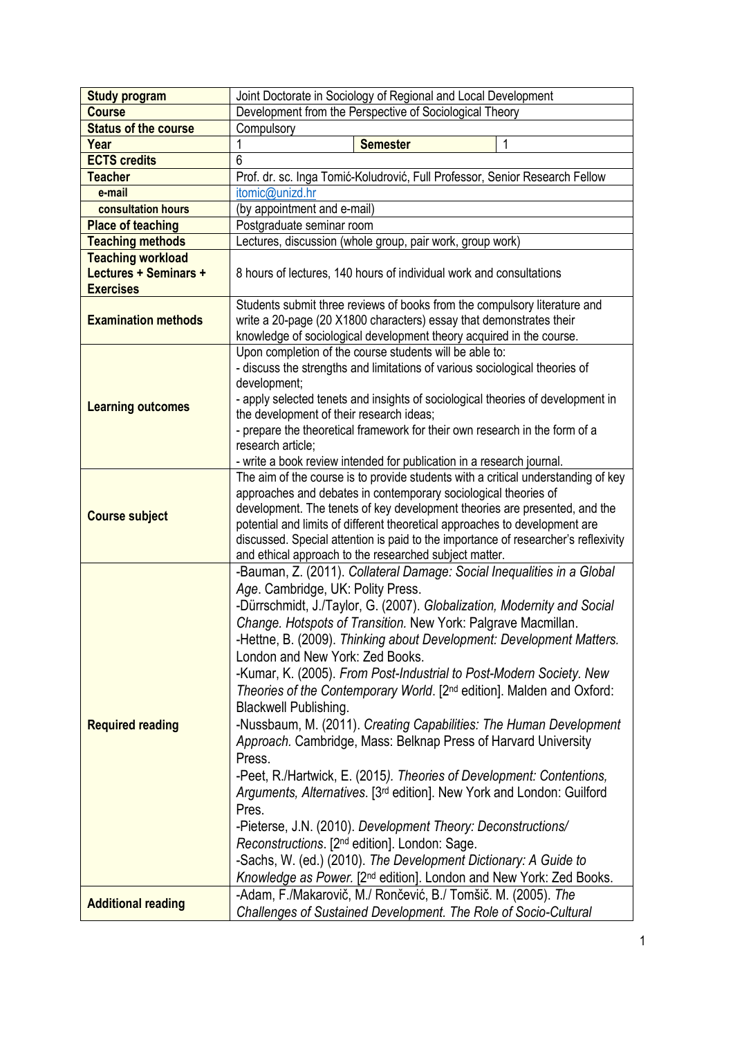| Study program | Joint Doctorate in Sociology of Regional and Local Development | | |
|---|---|---|---|
| Course | Development from the Perspective of Sociological Theory | | |
| Status of the course | Compulsory | | |
| Year | 1 | Semester | 1 |
| ECTS credits | 6 | | |
| Teacher | Prof. dr. sc. Inga Tomić-Koludrović, Full Professor, Senior Research Fellow | | |
| e-mail | itomic@unizd.hr | | |
| consultation hours | (by appointment and e-mail) | | |
| Place of teaching | Postgraduate seminar room | | |
| Teaching methods | Lectures, discussion (whole group, pair work, group work) | | |
| Teaching workload Lectures + Seminars + Exercises | 8 hours of lectures, 140 hours of individual work and consultations | | |
| Examination methods | Students submit three reviews of books from the compulsory literature and write a 20-page (20 X1800 characters) essay that demonstrates their knowledge of sociological development theory acquired in the course. | | |
| Learning outcomes | Upon completion of the course students will be able to:<br>- discuss the strengths and limitations of various sociological theories of development;<br>- apply selected tenets and insights of sociological theories of development in the development of their research ideas;<br>- prepare the theoretical framework for their own research in the form of a research article;<br>- write a book review intended for publication in a research journal. | | |
| Course subject | The aim of the course is to provide students with a critical understanding of key approaches and debates in contemporary sociological theories of development. The tenets of key development theories are presented, and the potential and limits of different theoretical approaches to development are discussed. Special attention is paid to the importance of researcher's reflexivity and ethical approach to the researched subject matter. | | |
| Required reading | -Bauman, Z. (2011). *Collateral Damage: Social Inequalities in a Global Age*. Cambridge, UK: Polity Press.<br>-Dürrschmidt, J./Taylor, G. (2007). *Globalization, Modernity and Social Change. Hotspots of Transition.* New York: Palgrave Macmillan.<br>-Hettne, B. (2009). *Thinking about Development: Development Matters.* London and New York: Zed Books.<br>-Kumar, K. (2005). *From Post-Industrial to Post-Modern Society. New Theories of the Contemporary World*. [2nd edition]. Malden and Oxford: Blackwell Publishing.<br>-Nussbaum, M. (2011). *Creating Capabilities: The Human Development Approach.* Cambridge, Mass: Belknap Press of Harvard University Press.<br>-Peet, R./Hartwick, E. (2015*). Theories of Development: Contentions, Arguments, Alternatives*. [3rd edition]. New York and London: Guilford Pres.<br>-Pieterse, J.N. (2010). *Development Theory: Deconstructions/ Reconstructions*. [2nd edition]. London: Sage.<br>-Sachs, W. (ed.) (2010). *The Development Dictionary: A Guide to Knowledge as Power.* [2nd edition]. London and New York: Zed Books. | | |
| Additional reading | -Adam, F./Makarovič, M./ Rončević, B./ Tomšič. M. (2005). *The Challenges of Sustained Development. The Role of Socio-Cultural* | | |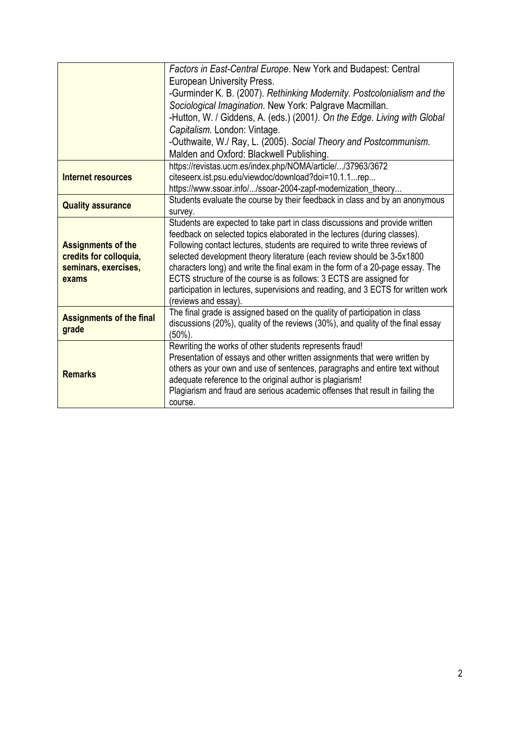| | |
|---|---|
| | *Factors in East-Central Europe*. New York and Budapest: Central European University Press.<br>-Gurminder K. B. (2007). *Rethinking Modernity. Postcolonialism and the Sociological Imagination.* New York: Palgrave Macmillan.<br>-Hutton, W. / Giddens, A. (eds.) (2001*). On the Edge. Living with Global Capitalism.* London: Vintage.<br>-Outhwaite, W./ Ray, L. (2005). *Social Theory and Postcommunism*. Malden and Oxford: Blackwell Publishing. |
| **Internet resources** | https://revistas.ucm.es/index.php/NOMA/article/.../37963/3672<br>citeseerx.ist.psu.edu/viewdoc/download?doi=10.1.1...rep...<br>https://www.ssoar.info/.../ssoar-2004-zapf-modernization_theory... |
| **Quality assurance** | Students evaluate the course by their feedback in class and by an anonymous survey. |
| **Assignments of the credits for colloquia, seminars, exercises, exams** | Students are expected to take part in class discussions and provide written feedback on selected topics elaborated in the lectures (during classes). Following contact lectures, students are required to write three reviews of selected development theory literature (each review should be 3-5x1800 characters long) and write the final exam in the form of a 20-page essay. The ECTS structure of the course is as follows: 3 ECTS are assigned for participation in lectures, supervisions and reading, and 3 ECTS for written work (reviews and essay). |
| **Assignments of the final grade** | The final grade is assigned based on the quality of participation in class discussions (20%), quality of the reviews (30%), and quality of the final essay (50%). |
| **Remarks** | Rewriting the works of other students represents fraud!<br>Presentation of essays and other written assignments that were written by others as your own and use of sentences, paragraphs and entire text without adequate reference to the original author is plagiarism!<br>Plagiarism and fraud are serious academic offenses that result in failing the course. |